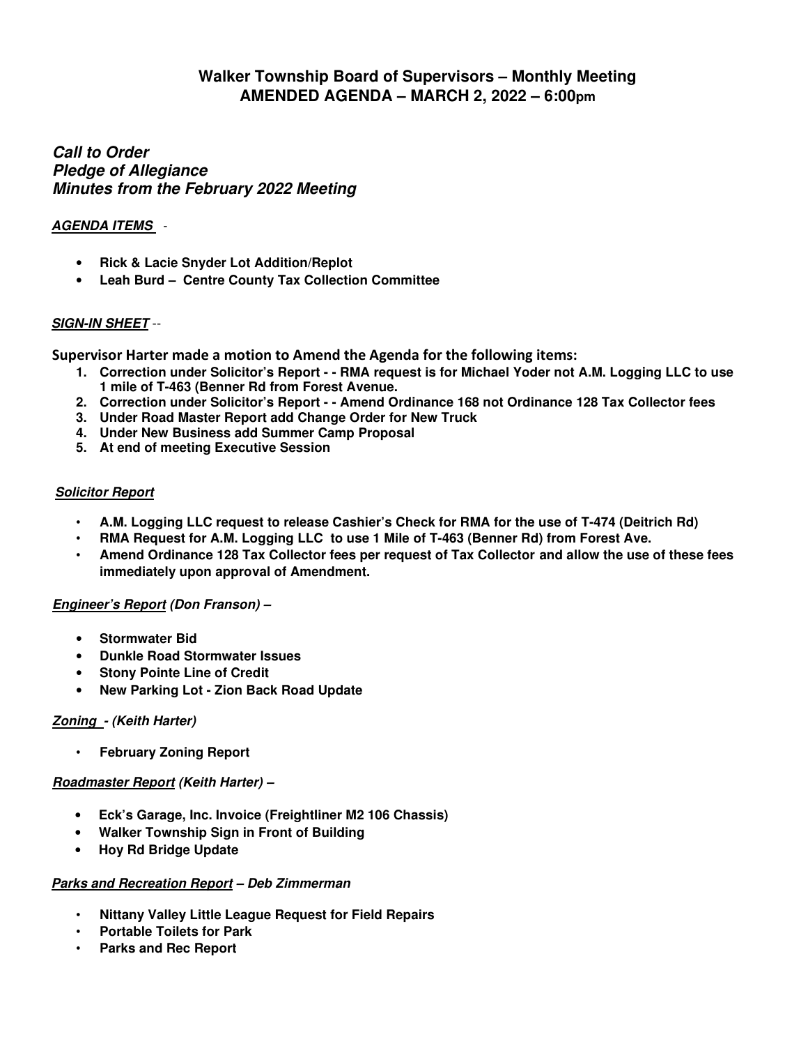# Walker Township Board of Supervisors – Monthly Meeting
## AMENDED AGENDA – MARCH 2, 2022 – 6:00pm

***Call to Order***
***Pledge of Allegiance***
***Minutes from the February 2022 Meeting***

***AGENDA ITEMS*** -

- **Rick & Lacie Snyder Lot Addition/Replot**
- **Leah Burd – Centre County Tax Collection Committee**

***SIGN-IN SHEET*** --

**Supervisor Harter made a motion to Amend the Agenda for the following items:**

1. **Correction under Solicitor's Report - - RMA request is for Michael Yoder not A.M. Logging LLC to use 1 mile of T-463 (Benner Rd from Forest Avenue.**
2. **Correction under Solicitor's Report - - Amend Ordinance 168 not Ordinance 128 Tax Collector fees**
3. **Under Road Master Report add Change Order for New Truck**
4. **Under New Business add Summer Camp Proposal**
5. **At end of meeting Executive Session**

***Solicitor Report***

- **A.M. Logging LLC request to release Cashier's Check for RMA for the use of T-474 (Deitrich Rd)**
- **RMA Request for A.M. Logging LLC to use 1 Mile of T-463 (Benner Rd) from Forest Ave.**
- **Amend Ordinance 128 Tax Collector fees per request of Tax Collector and allow the use of these fees immediately upon approval of Amendment.**

***Engineer's Report (Don Franson) –***

- **Stormwater Bid**
- **Dunkle Road Stormwater Issues**
- **Stony Pointe Line of Credit**
- **New Parking Lot - Zion Back Road Update**

***Zoning - (Keith Harter)***

- **February Zoning Report**

***Roadmaster Report (Keith Harter) –***

- **Eck's Garage, Inc. Invoice (Freightliner M2 106 Chassis)**
- **Walker Township Sign in Front of Building**
- **Hoy Rd Bridge Update**

***Parks and Recreation Report – Deb Zimmerman***

- **Nittany Valley Little League Request for Field Repairs**
- **Portable Toilets for Park**
- **Parks and Rec Report**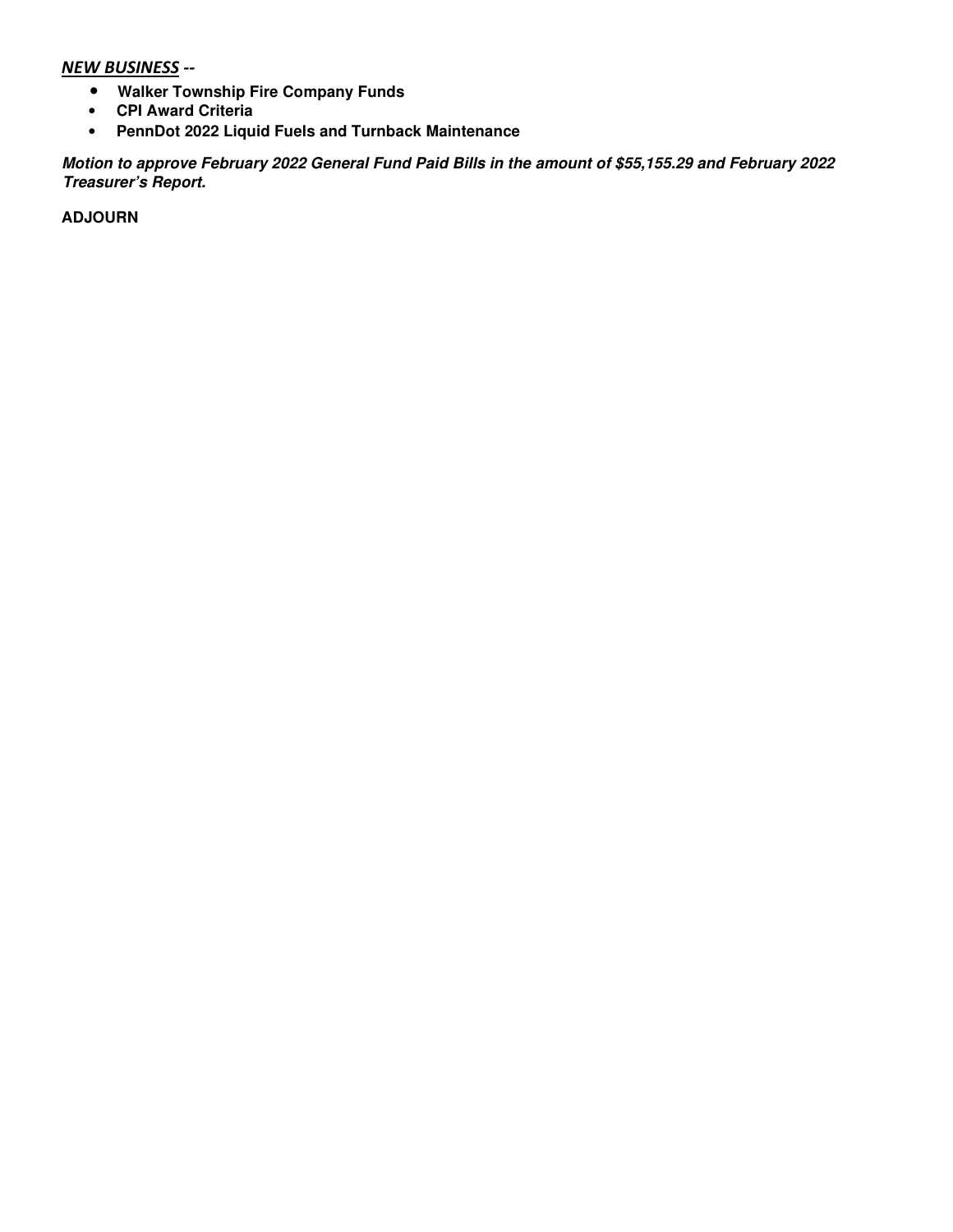***NEW BUSINESS --***

- **Walker Township Fire Company Funds**
- **CPI Award Criteria**
- **PennDot 2022 Liquid Fuels and Turnback Maintenance**

***Motion to approve February 2022 General Fund Paid Bills in the amount of $55,155.29 and February 2022 Treasurer's Report.***

**ADJOURN**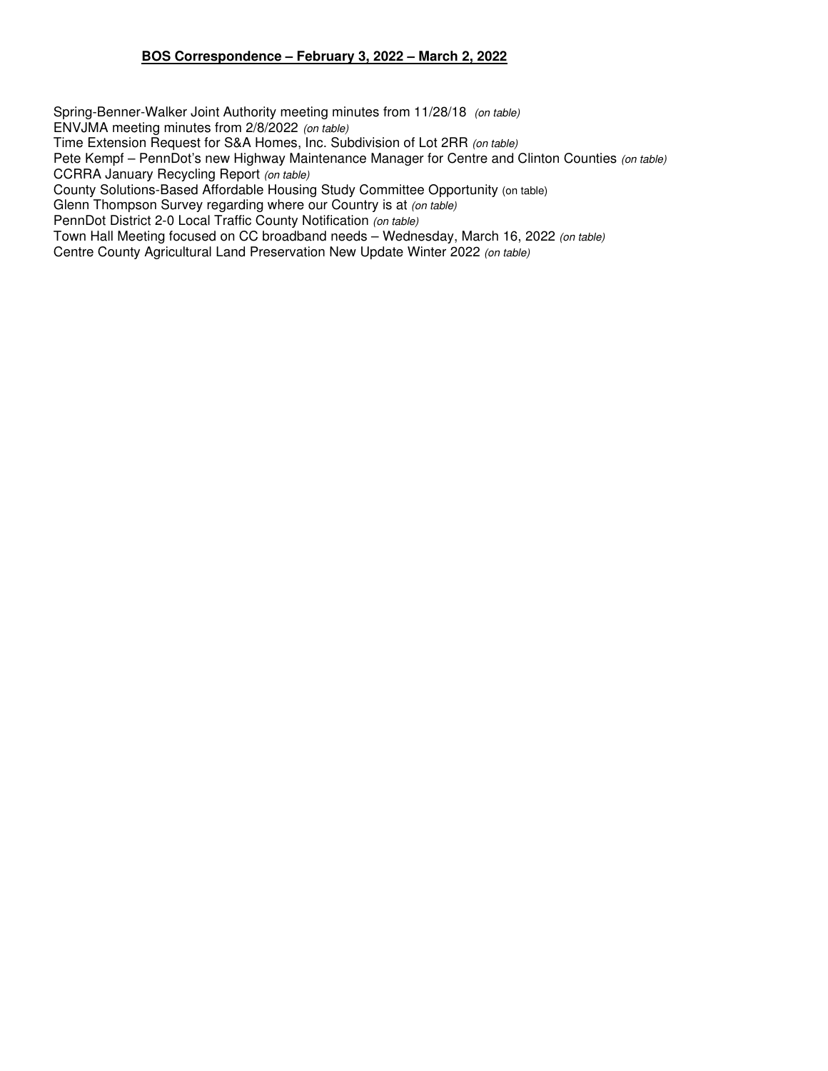**BOS Correspondence – February 3, 2022 – March 2, 2022**

Spring-Benner-Walker Joint Authority meeting minutes from 11/28/18 *(on table)*
ENVJMA meeting minutes from 2/8/2022 *(on table)*
Time Extension Request for S&A Homes, Inc. Subdivision of Lot 2RR *(on table)*
Pete Kempf – PennDot's new Highway Maintenance Manager for Centre and Clinton Counties *(on table)*
CCRRA January Recycling Report *(on table)*
County Solutions-Based Affordable Housing Study Committee Opportunity (on table)
Glenn Thompson Survey regarding where our Country is at *(on table)*
PennDot District 2-0 Local Traffic County Notification *(on table)*
Town Hall Meeting focused on CC broadband needs – Wednesday, March 16, 2022 *(on table)*
Centre County Agricultural Land Preservation New Update Winter 2022 *(on table)*